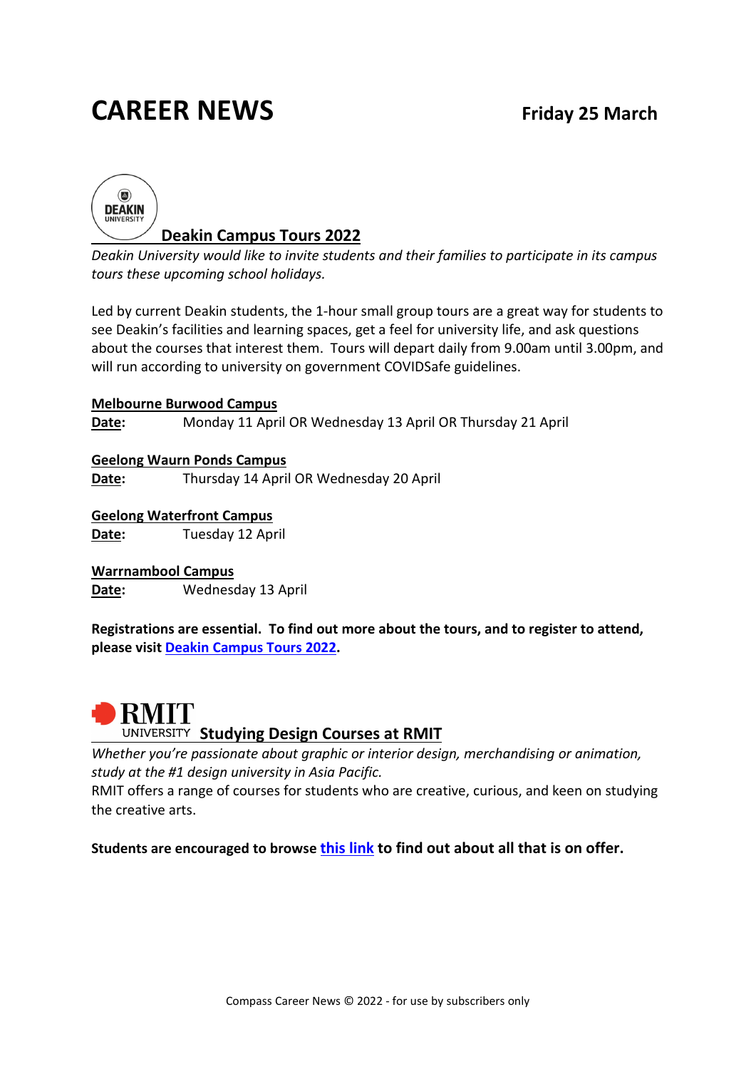# CAREER NEWS

**Friday 25 March**

## Deakin Campus Tours 2022

*Deakin University would like to invite students and their families to participate in its campus tours these upcoming school holidays.*

Led by current Deakin students, the 1-hour small group tours are a great way for students to see Deakin's facilities and learning spaces, get a feel for university life, and ask questions about the courses that interest them. Tours will depart daily from 9.00am until 3.00pm, and will run according to university on government COVIDSafe guidelines.

**Melbourne Burwood Campus**
**Date:** Monday 11 April OR Wednesday 13 April OR Thursday 21 April

**Geelong Waurn Ponds Campus**
**Date:** Thursday 14 April OR Wednesday 20 April

**Geelong Waterfront Campus**
**Date:** Tuesday 12 April

**Warrnambool Campus**
**Date:** Wednesday 13 April

**Registrations are essential. To find out more about the tours, and to register to attend, please visit Deakin Campus Tours 2022.**

## Studying Design Courses at RMIT

*Whether you're passionate about graphic or interior design, merchandising or animation, study at the #1 design university in Asia Pacific.*

RMIT offers a range of courses for students who are creative, curious, and keen on studying the creative arts.

**Students are encouraged to browse this link to find out about all that is on offer.**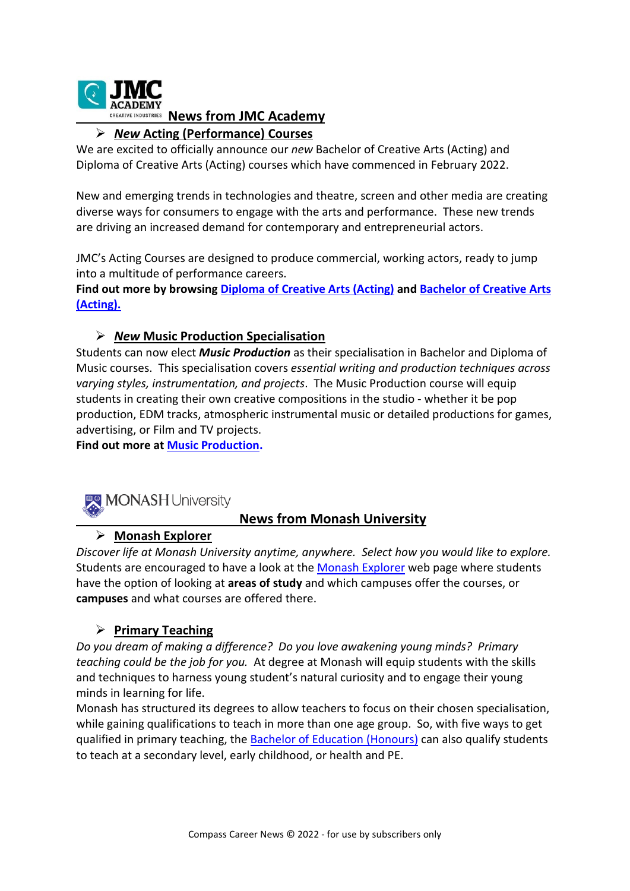## News from JMC Academy

### *New* Acting (Performance) Courses

We are excited to officially announce our *new* Bachelor of Creative Arts (Acting) and Diploma of Creative Arts (Acting) courses which have commenced in February 2022.

New and emerging trends in technologies and theatre, screen and other media are creating diverse ways for consumers to engage with the arts and performance. These new trends are driving an increased demand for contemporary and entrepreneurial actors.

JMC's Acting Courses are designed to produce commercial, working actors, ready to jump into a multitude of performance careers.

**Find out more by browsing Diploma of Creative Arts (Acting) and Bachelor of Creative Arts (Acting).**

### *New* Music Production Specialisation

Students can now elect ***Music Production*** as their specialisation in Bachelor and Diploma of Music courses. This specialisation covers *essential writing and production techniques across varying styles, instrumentation, and projects*. The Music Production course will equip students in creating their own creative compositions in the studio - whether it be pop production, EDM tracks, atmospheric instrumental music or detailed productions for games, advertising, or Film and TV projects.

**Find out more at Music Production.**

## News from Monash University

### Monash Explorer

*Discover life at Monash University anytime, anywhere. Select how you would like to explore.* Students are encouraged to have a look at the Monash Explorer web page where students have the option of looking at **areas of study** and which campuses offer the courses, or **campuses** and what courses are offered there.

### Primary Teaching

*Do you dream of making a difference? Do you love awakening young minds? Primary teaching could be the job for you.* At degree at Monash will equip students with the skills and techniques to harness young student's natural curiosity and to engage their young minds in learning for life.

Monash has structured its degrees to allow teachers to focus on their chosen specialisation, while gaining qualifications to teach in more than one age group. So, with five ways to get qualified in primary teaching, the Bachelor of Education (Honours) can also qualify students to teach at a secondary level, early childhood, or health and PE.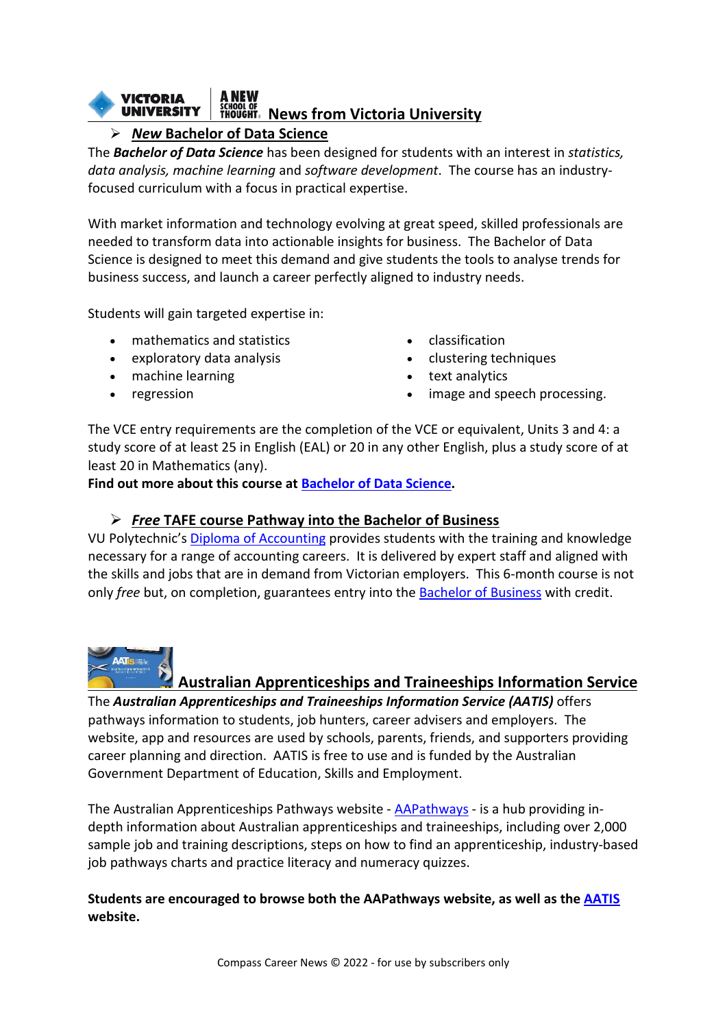## News from Victoria University

### ➢ *New* Bachelor of Data Science

The ***Bachelor of Data Science*** has been designed for students with an interest in *statistics, data analysis, machine learning* and *software development*. The course has an industry-focused curriculum with a focus in practical expertise.

With market information and technology evolving at great speed, skilled professionals are needed to transform data into actionable insights for business. The Bachelor of Data Science is designed to meet this demand and give students the tools to analyse trends for business success, and launch a career perfectly aligned to industry needs.

Students will gain targeted expertise in:

- mathematics and statistics
- exploratory data analysis
- machine learning
- regression
- classification
- clustering techniques
- text analytics
- image and speech processing.

The VCE entry requirements are the completion of the VCE or equivalent, Units 3 and 4: a study score of at least 25 in English (EAL) or 20 in any other English, plus a study score of at least 20 in Mathematics (any).

**Find out more about this course at Bachelor of Data Science.**

### ➢ *Free* TAFE course Pathway into the Bachelor of Business

VU Polytechnic's Diploma of Accounting provides students with the training and knowledge necessary for a range of accounting careers. It is delivered by expert staff and aligned with the skills and jobs that are in demand from Victorian employers. This 6-month course is not only *free* but, on completion, guarantees entry into the Bachelor of Business with credit.

## Australian Apprenticeships and Traineeships Information Service

The ***Australian Apprenticeships and Traineeships Information Service (AATIS)*** offers pathways information to students, job hunters, career advisers and employers. The website, app and resources are used by schools, parents, friends, and supporters providing career planning and direction. AATIS is free to use and is funded by the Australian Government Department of Education, Skills and Employment.

The Australian Apprenticeships Pathways website - AAPathways - is a hub providing in-depth information about Australian apprenticeships and traineeships, including over 2,000 sample job and training descriptions, steps on how to find an apprenticeship, industry-based job pathways charts and practice literacy and numeracy quizzes.

**Students are encouraged to browse both the AAPathways website, as well as the AATIS website.**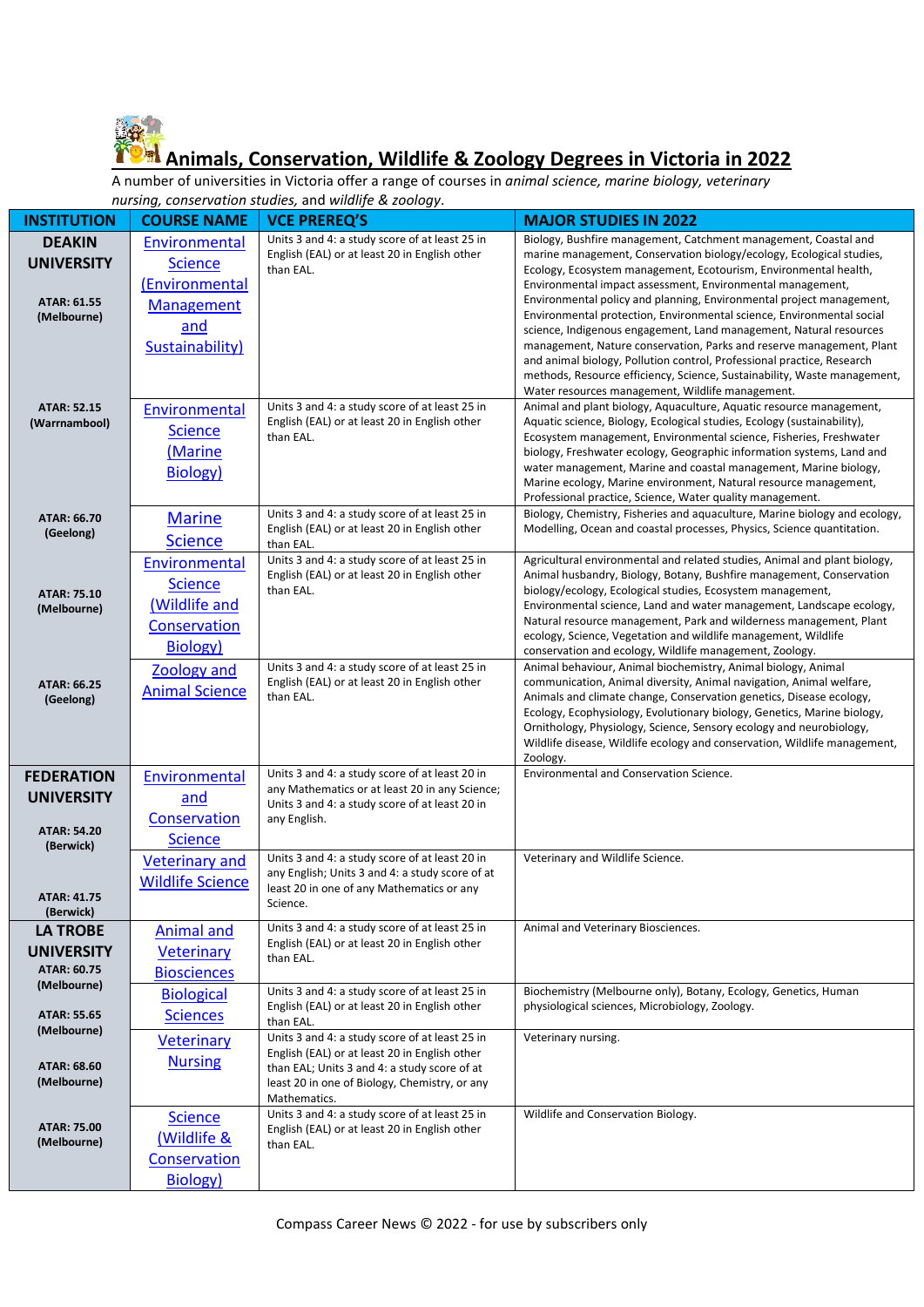# Animals, Conservation, Wildlife & Zoology Degrees in Victoria in 2022

A number of universities in Victoria offer a range of courses in *animal science, marine biology, veterinary nursing, conservation studies,* and *wildlife & zoology*.

| INSTITUTION | COURSE NAME | VCE PREREQ'S | MAJOR STUDIES IN 2022 |
|---|---|---|---|
| **DEAKIN UNIVERSITY** **ATAR: 61.55 (Melbourne)** | Environmental Science (Environmental Management and Sustainability) | Units 3 and 4: a study score of at least 25 in English (EAL) or at least 20 in English other than EAL. | Biology, Bushfire management, Catchment management, Coastal and marine management, Conservation biology/ecology, Ecological studies, Ecology, Ecosystem management, Ecotourism, Environmental health, Environmental impact assessment, Environmental management, Environmental policy and planning, Environmental project management, Environmental protection, Environmental science, Environmental social science, Indigenous engagement, Land management, Natural resources management, Nature conservation, Parks and reserve management, Plant and animal biology, Pollution control, Professional practice, Research methods, Resource efficiency, Science, Sustainability, Waste management, Water resources management, Wildlife management. |
| **ATAR: 52.15 (Warrnambool)** | Environmental Science (Marine Biology) | Units 3 and 4: a study score of at least 25 in English (EAL) or at least 20 in English other than EAL. | Animal and plant biology, Aquaculture, Aquatic resource management, Aquatic science, Biology, Ecological studies, Ecology (sustainability), Ecosystem management, Environmental science, Fisheries, Freshwater biology, Freshwater ecology, Geographic information systems, Land and water management, Marine and coastal management, Marine biology, Marine ecology, Marine environment, Natural resource management, Professional practice, Science, Water quality management. |
| **ATAR: 66.70 (Geelong)** | Marine Science | Units 3 and 4: a study score of at least 25 in English (EAL) or at least 20 in English other than EAL. | Biology, Chemistry, Fisheries and aquaculture, Marine biology and ecology, Modelling, Ocean and coastal processes, Physics, Science quantitation. |
| **ATAR: 75.10 (Melbourne)** | Environmental Science (Wildlife and Conservation Biology) | Units 3 and 4: a study score of at least 25 in English (EAL) or at least 20 in English other than EAL. | Agricultural environmental and related studies, Animal and plant biology, Animal husbandry, Biology, Botany, Bushfire management, Conservation biology/ecology, Ecological studies, Ecosystem management, Environmental science, Land and water management, Landscape ecology, Natural resource management, Park and wilderness management, Plant ecology, Science, Vegetation and wildlife management, Wildlife conservation and ecology, Wildlife management, Zoology. |
| **ATAR: 66.25 (Geelong)** | Zoology and Animal Science | Units 3 and 4: a study score of at least 25 in English (EAL) or at least 20 in English other than EAL. | Animal behaviour, Animal biochemistry, Animal biology, Animal communication, Animal diversity, Animal navigation, Animal welfare, Animals and climate change, Conservation genetics, Disease ecology, Ecology, Ecophysiology, Evolutionary biology, Genetics, Marine biology, Ornithology, Physiology, Science, Sensory ecology and neurobiology, Wildlife disease, Wildlife ecology and conservation, Wildlife management, Zoology. |
| **FEDERATION UNIVERSITY** **ATAR: 54.20 (Berwick)** | Environmental and Conservation Science | Units 3 and 4: a study score of at least 20 in any Mathematics or at least 20 in any Science; Units 3 and 4: a study score of at least 20 in any English. | Environmental and Conservation Science. |
| **ATAR: 41.75 (Berwick)** | Veterinary and Wildlife Science | Units 3 and 4: a study score of at least 20 in any English; Units 3 and 4: a study score of at least 20 in one of any Mathematics or any Science. | Veterinary and Wildlife Science. |
| **LA TROBE UNIVERSITY** **ATAR: 60.75 (Melbourne)** | Animal and Veterinary Biosciences | Units 3 and 4: a study score of at least 25 in English (EAL) or at least 20 in English other than EAL. | Animal and Veterinary Biosciences. |
| **ATAR: 55.65 (Melbourne)** | Biological Sciences | Units 3 and 4: a study score of at least 25 in English (EAL) or at least 20 in English other than EAL. | Biochemistry (Melbourne only), Botany, Ecology, Genetics, Human physiological sciences, Microbiology, Zoology. |
| **ATAR: 68.60 (Melbourne)** | Veterinary Nursing | Units 3 and 4: a study score of at least 25 in English (EAL) or at least 20 in English other than EAL; Units 3 and 4: a study score of at least 20 in one of Biology, Chemistry, or any Mathematics. | Veterinary nursing. |
| **ATAR: 75.00 (Melbourne)** | Science (Wildlife & Conservation Biology) | Units 3 and 4: a study score of at least 25 in English (EAL) or at least 20 in English other than EAL. | Wildlife and Conservation Biology. |

Compass Career News © 2022 - for use by subscribers only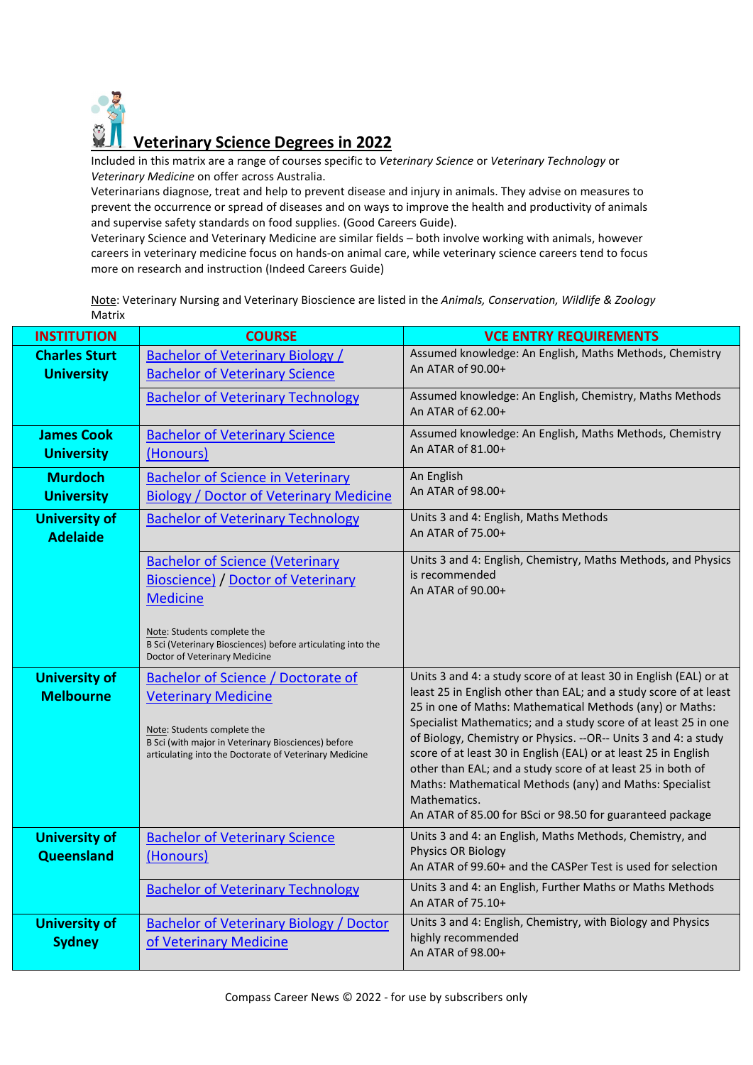# Veterinary Science Degrees in 2022

Included in this matrix are a range of courses specific to *Veterinary Science* or *Veterinary Technology* or *Veterinary Medicine* on offer across Australia.

Veterinarians diagnose, treat and help to prevent disease and injury in animals. They advise on measures to prevent the occurrence or spread of diseases and on ways to improve the health and productivity of animals and supervise safety standards on food supplies. (Good Careers Guide).

Veterinary Science and Veterinary Medicine are similar fields – both involve working with animals, however careers in veterinary medicine focus on hands-on animal care, while veterinary science careers tend to focus more on research and instruction (Indeed Careers Guide)

Note: Veterinary Nursing and Veterinary Bioscience are listed in the *Animals, Conservation, Wildlife & Zoology* Matrix

| INSTITUTION | COURSE | VCE ENTRY REQUIREMENTS |
|---|---|---|
| **Charles Sturt University** | Bachelor of Veterinary Biology / Bachelor of Veterinary Science | Assumed knowledge: An English, Maths Methods, Chemistry<br>An ATAR of 90.00+ |
| | Bachelor of Veterinary Technology | Assumed knowledge: An English, Chemistry, Maths Methods<br>An ATAR of 62.00+ |
| **James Cook University** | Bachelor of Veterinary Science (Honours) | Assumed knowledge: An English, Maths Methods, Chemistry<br>An ATAR of 81.00+ |
| **Murdoch University** | Bachelor of Science in Veterinary Biology / Doctor of Veterinary Medicine | An English<br>An ATAR of 98.00+ |
| **University of Adelaide** | Bachelor of Veterinary Technology | Units 3 and 4: English, Maths Methods<br>An ATAR of 75.00+ |
| | Bachelor of Science (Veterinary Bioscience) / Doctor of Veterinary Medicine<br><br>Note: Students complete the B Sci (Veterinary Biosciences) before articulating into the Doctor of Veterinary Medicine | Units 3 and 4: English, Chemistry, Maths Methods, and Physics is recommended<br>An ATAR of 90.00+ |
| **University of Melbourne** | Bachelor of Science / Doctorate of Veterinary Medicine<br><br>Note: Students complete the B Sci (with major in Veterinary Biosciences) before articulating into the Doctorate of Veterinary Medicine | Units 3 and 4: a study score of at least 30 in English (EAL) or at least 25 in English other than EAL; and a study score of at least 25 in one of Maths: Mathematical Methods (any) or Maths: Specialist Mathematics; and a study score of at least 25 in one of Biology, Chemistry or Physics. --OR-- Units 3 and 4: a study score of at least 30 in English (EAL) or at least 25 in English other than EAL; and a study score of at least 25 in both of Maths: Mathematical Methods (any) and Maths: Specialist Mathematics.<br>An ATAR of 85.00 for BSci or 98.50 for guaranteed package |
| **University of Queensland** | Bachelor of Veterinary Science (Honours) | Units 3 and 4: an English, Maths Methods, Chemistry, and Physics OR Biology<br>An ATAR of 99.60+ and the CASPer Test is used for selection |
| | Bachelor of Veterinary Technology | Units 3 and 4: an English, Further Maths or Maths Methods<br>An ATAR of 75.10+ |
| **University of Sydney** | Bachelor of Veterinary Biology / Doctor of Veterinary Medicine | Units 3 and 4: English, Chemistry, with Biology and Physics highly recommended<br>An ATAR of 98.00+ |

Compass Career News © 2022 - for use by subscribers only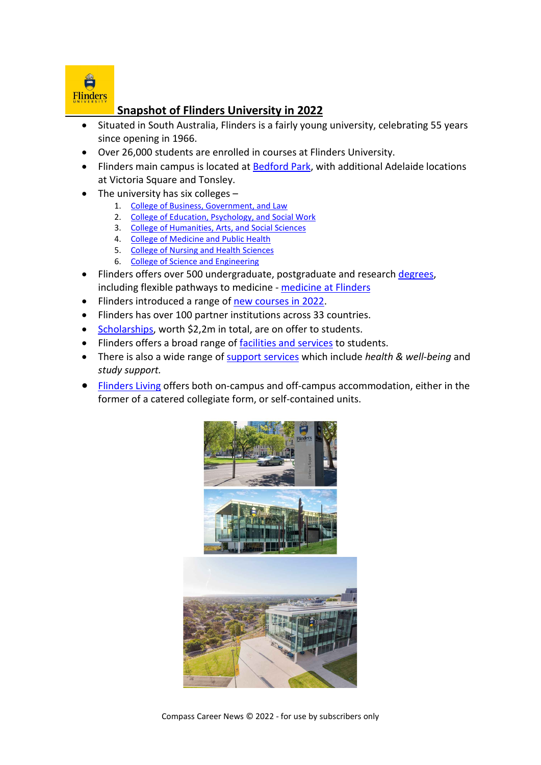## Snapshot of Flinders University in 2022

- Situated in South Australia, Flinders is a fairly young university, celebrating 55 years since opening in 1966.
- Over 26,000 students are enrolled in courses at Flinders University.
- Flinders main campus is located at Bedford Park, with additional Adelaide locations at Victoria Square and Tonsley.
- The university has six colleges –
  1. College of Business, Government, and Law
  2. College of Education, Psychology, and Social Work
  3. College of Humanities, Arts, and Social Sciences
  4. College of Medicine and Public Health
  5. College of Nursing and Health Sciences
  6. College of Science and Engineering
- Flinders offers over 500 undergraduate, postgraduate and research degrees, including flexible pathways to medicine - medicine at Flinders
- Flinders introduced a range of new courses in 2022.
- Flinders has over 100 partner institutions across 33 countries.
- Scholarships, worth $2,2m in total, are on offer to students.
- Flinders offers a broad range of facilities and services to students.
- There is also a wide range of support services which include *health & well-being* and *study support.*
- Flinders Living offers both on-campus and off-campus accommodation, either in the former of a catered collegiate form, or self-contained units.

Compass Career News © 2022 - for use by subscribers only